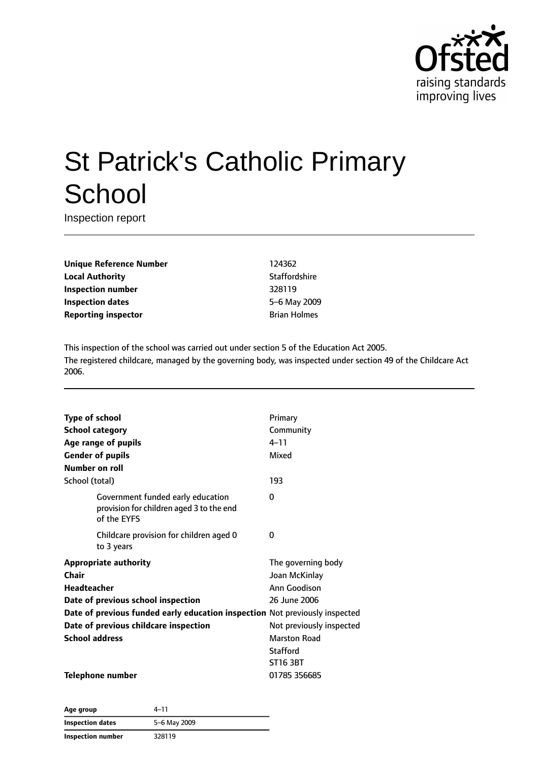Ofsted
raising standards
improving lives

# St Patrick's Catholic Primary School

Inspection report

| | |
|---|---|
| **Unique Reference Number** | 124362 |
| **Local Authority** | Staffordshire |
| **Inspection number** | 328119 |
| **Inspection dates** | 5–6 May 2009 |
| **Reporting inspector** | Brian Holmes |

This inspection of the school was carried out under section 5 of the Education Act 2005.
The registered childcare, managed by the governing body, was inspected under section 49 of the Childcare Act 2006.

| | |
|---|---|
| **Type of school** | Primary |
| **School category** | Community |
| **Age range of pupils** | 4–11 |
| **Gender of pupils** | Mixed |
| **Number on roll** | |
| School (total) | 193 |
| Government funded early education provision for children aged 3 to the end of the EYFS | 0 |
| Childcare provision for children aged 0 to 3 years | 0 |
| **Appropriate authority** | The governing body |
| **Chair** | Joan McKinlay |
| **Headteacher** | Ann Goodison |
| **Date of previous school inspection** | 26 June 2006 |
| **Date of previous funded early education inspection** | Not previously inspected |
| **Date of previous childcare inspection** | Not previously inspected |
| **School address** | Marston Road<br>Stafford<br>ST16 3BT |
| **Telephone number** | 01785 356685 |

| | |
|---|---|
| **Age group** | 4–11 |
| **Inspection dates** | 5–6 May 2009 |
| **Inspection number** | 328119 |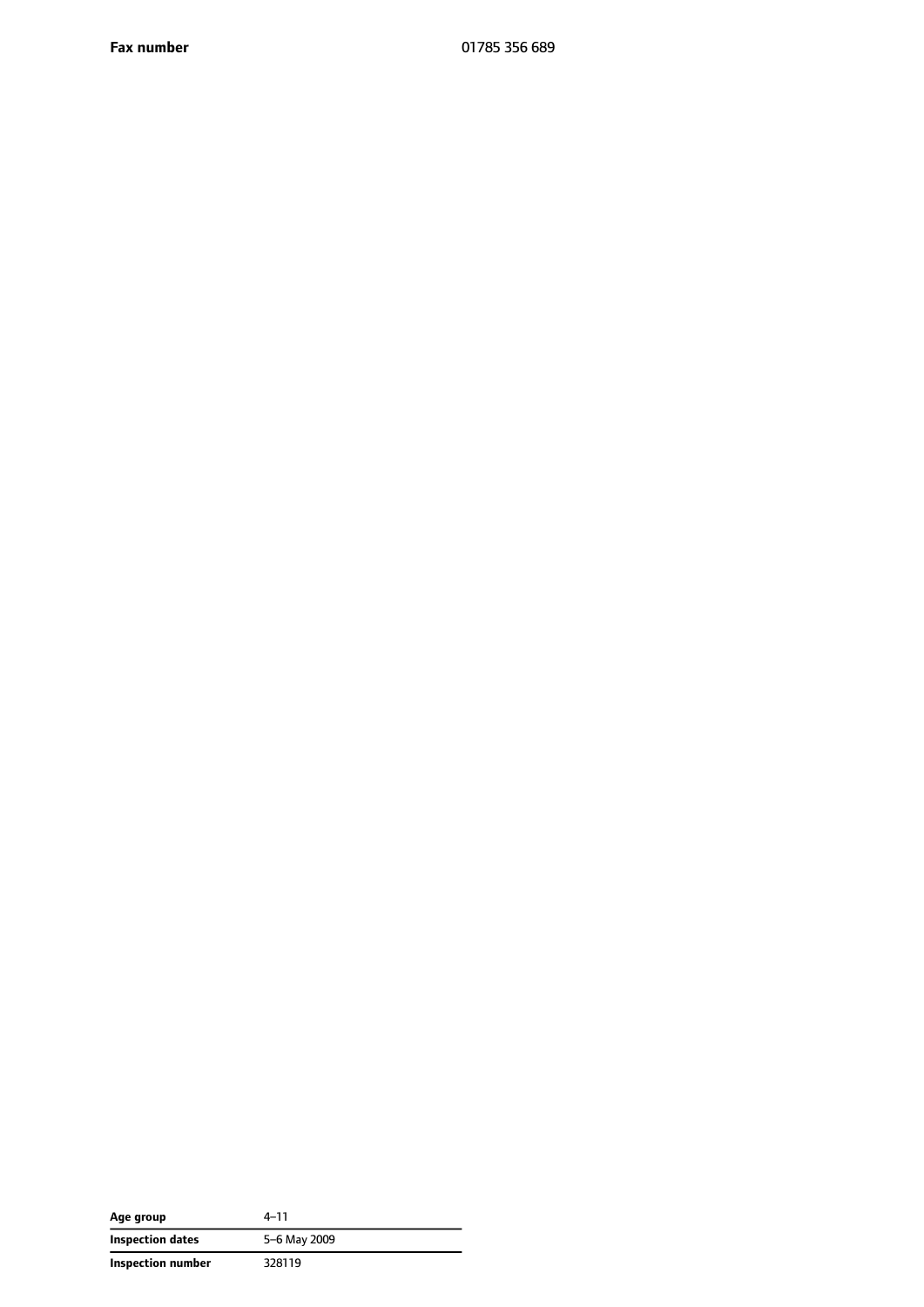| | |
|---|---|
| **Fax number** | 01785 356 689 |

| | |
|---|---|
| **Age group** | 4–11 |
| **Inspection dates** | 5–6 May 2009 |
| **Inspection number** | 328119 |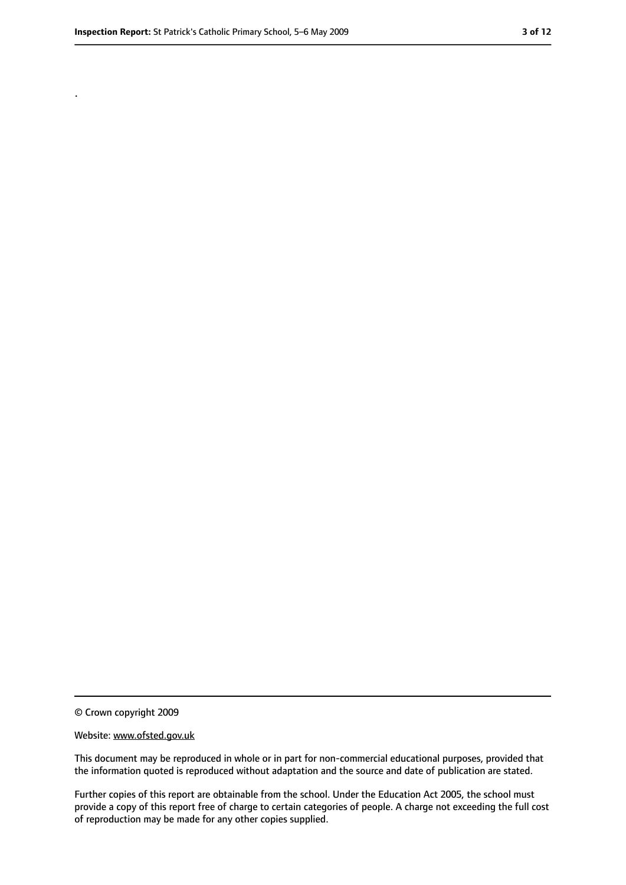.

© Crown copyright 2009

Website: www.ofsted.gov.uk

This document may be reproduced in whole or in part for non-commercial educational purposes, provided that the information quoted is reproduced without adaptation and the source and date of publication are stated.

Further copies of this report are obtainable from the school. Under the Education Act 2005, the school must provide a copy of this report free of charge to certain categories of people. A charge not exceeding the full cost of reproduction may be made for any other copies supplied.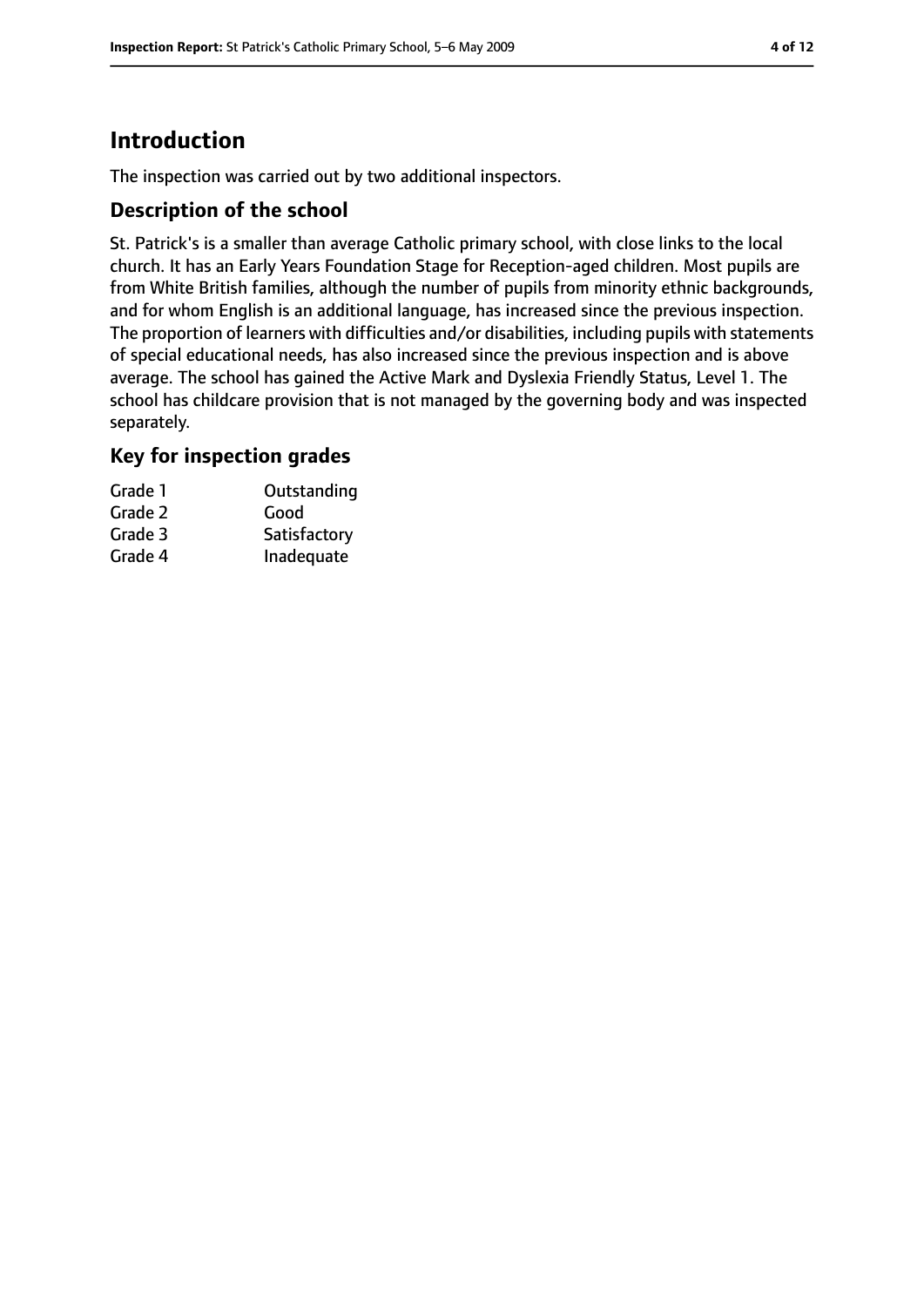## Introduction

The inspection was carried out by two additional inspectors.

### Description of the school

St. Patrick's is a smaller than average Catholic primary school, with close links to the local church. It has an Early Years Foundation Stage for Reception-aged children. Most pupils are from White British families, although the number of pupils from minority ethnic backgrounds, and for whom English is an additional language, has increased since the previous inspection. The proportion of learners with difficulties and/or disabilities, including pupils with statements of special educational needs, has also increased since the previous inspection and is above average. The school has gained the Active Mark and Dyslexia Friendly Status, Level 1. The school has childcare provision that is not managed by the governing body and was inspected separately.

### Key for inspection grades

| | |
|---|---|
| Grade 1 | Outstanding |
| Grade 2 | Good |
| Grade 3 | Satisfactory |
| Grade 4 | Inadequate |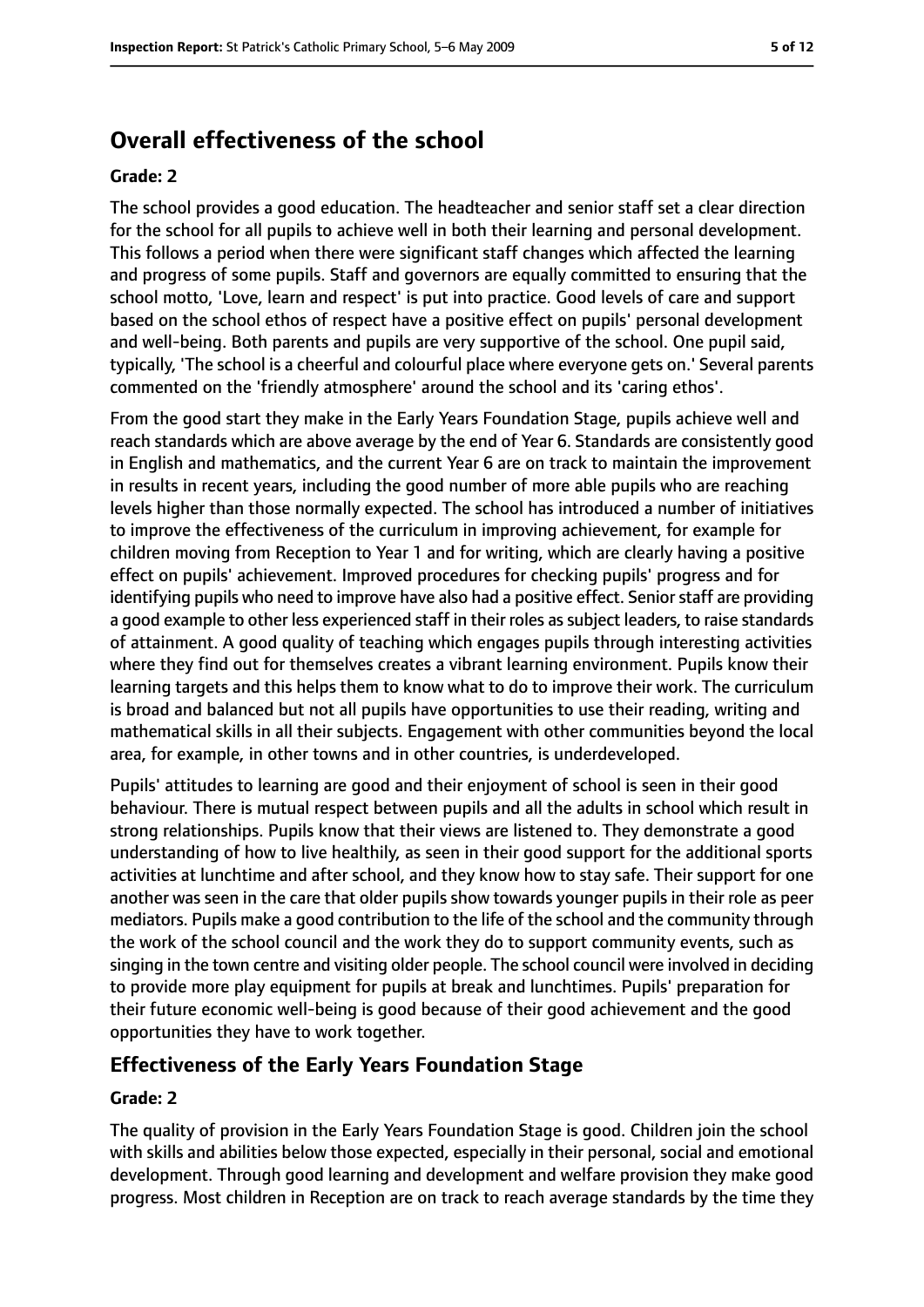## Overall effectiveness of the school

**Grade: 2**

The school provides a good education. The headteacher and senior staff set a clear direction for the school for all pupils to achieve well in both their learning and personal development. This follows a period when there were significant staff changes which affected the learning and progress of some pupils. Staff and governors are equally committed to ensuring that the school motto, 'Love, learn and respect' is put into practice. Good levels of care and support based on the school ethos of respect have a positive effect on pupils' personal development and well-being. Both parents and pupils are very supportive of the school. One pupil said, typically, 'The school is a cheerful and colourful place where everyone gets on.' Several parents commented on the 'friendly atmosphere' around the school and its 'caring ethos'.

From the good start they make in the Early Years Foundation Stage, pupils achieve well and reach standards which are above average by the end of Year 6. Standards are consistently good in English and mathematics, and the current Year 6 are on track to maintain the improvement in results in recent years, including the good number of more able pupils who are reaching levels higher than those normally expected. The school has introduced a number of initiatives to improve the effectiveness of the curriculum in improving achievement, for example for children moving from Reception to Year 1 and for writing, which are clearly having a positive effect on pupils' achievement. Improved procedures for checking pupils' progress and for identifying pupils who need to improve have also had a positive effect. Senior staff are providing a good example to other less experienced staff in their roles as subject leaders, to raise standards of attainment. A good quality of teaching which engages pupils through interesting activities where they find out for themselves creates a vibrant learning environment. Pupils know their learning targets and this helps them to know what to do to improve their work. The curriculum is broad and balanced but not all pupils have opportunities to use their reading, writing and mathematical skills in all their subjects. Engagement with other communities beyond the local area, for example, in other towns and in other countries, is underdeveloped.

Pupils' attitudes to learning are good and their enjoyment of school is seen in their good behaviour. There is mutual respect between pupils and all the adults in school which result in strong relationships. Pupils know that their views are listened to. They demonstrate a good understanding of how to live healthily, as seen in their good support for the additional sports activities at lunchtime and after school, and they know how to stay safe. Their support for one another was seen in the care that older pupils show towards younger pupils in their role as peer mediators. Pupils make a good contribution to the life of the school and the community through the work of the school council and the work they do to support community events, such as singing in the town centre and visiting older people. The school council were involved in deciding to provide more play equipment for pupils at break and lunchtimes. Pupils' preparation for their future economic well-being is good because of their good achievement and the good opportunities they have to work together.

### Effectiveness of the Early Years Foundation Stage

**Grade: 2**

The quality of provision in the Early Years Foundation Stage is good. Children join the school with skills and abilities below those expected, especially in their personal, social and emotional development. Through good learning and development and welfare provision they make good progress. Most children in Reception are on track to reach average standards by the time they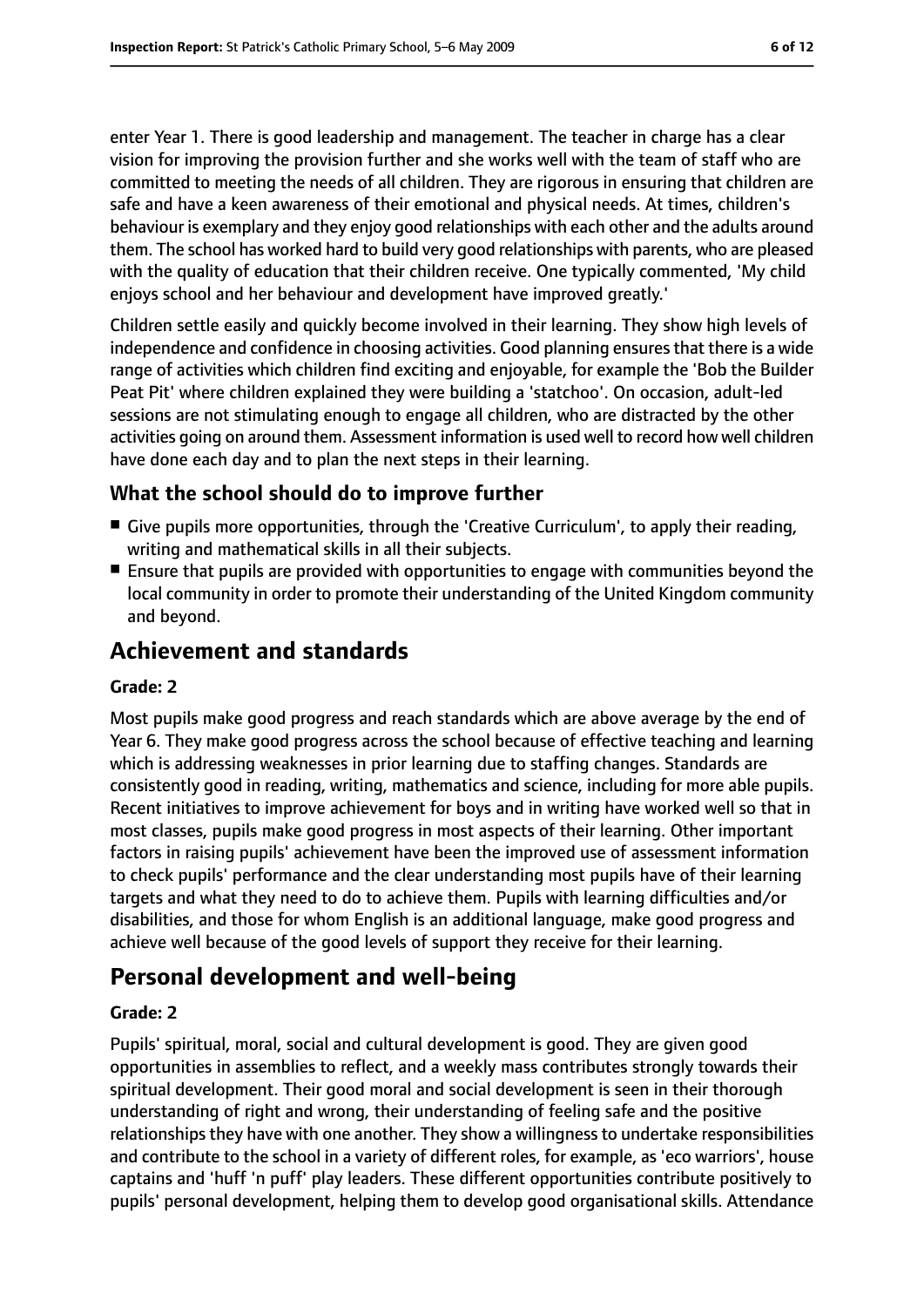enter Year 1. There is good leadership and management. The teacher in charge has a clear vision for improving the provision further and she works well with the team of staff who are committed to meeting the needs of all children. They are rigorous in ensuring that children are safe and have a keen awareness of their emotional and physical needs. At times, children's behaviour is exemplary and they enjoy good relationships with each other and the adults around them. The school has worked hard to build very good relationships with parents, who are pleased with the quality of education that their children receive. One typically commented, 'My child enjoys school and her behaviour and development have improved greatly.'

Children settle easily and quickly become involved in their learning. They show high levels of independence and confidence in choosing activities. Good planning ensures that there is a wide range of activities which children find exciting and enjoyable, for example the 'Bob the Builder Peat Pit' where children explained they were building a 'statchoo'. On occasion, adult-led sessions are not stimulating enough to engage all children, who are distracted by the other activities going on around them. Assessment information is used well to record how well children have done each day and to plan the next steps in their learning.

### What the school should do to improve further

- Give pupils more opportunities, through the 'Creative Curriculum', to apply their reading, writing and mathematical skills in all their subjects.
- Ensure that pupils are provided with opportunities to engage with communities beyond the local community in order to promote their understanding of the United Kingdom community and beyond.

## Achievement and standards

#### Grade: 2

Most pupils make good progress and reach standards which are above average by the end of Year 6. They make good progress across the school because of effective teaching and learning which is addressing weaknesses in prior learning due to staffing changes. Standards are consistently good in reading, writing, mathematics and science, including for more able pupils. Recent initiatives to improve achievement for boys and in writing have worked well so that in most classes, pupils make good progress in most aspects of their learning. Other important factors in raising pupils' achievement have been the improved use of assessment information to check pupils' performance and the clear understanding most pupils have of their learning targets and what they need to do to achieve them. Pupils with learning difficulties and/or disabilities, and those for whom English is an additional language, make good progress and achieve well because of the good levels of support they receive for their learning.

## Personal development and well-being

#### Grade: 2

Pupils' spiritual, moral, social and cultural development is good. They are given good opportunities in assemblies to reflect, and a weekly mass contributes strongly towards their spiritual development. Their good moral and social development is seen in their thorough understanding of right and wrong, their understanding of feeling safe and the positive relationships they have with one another. They show a willingness to undertake responsibilities and contribute to the school in a variety of different roles, for example, as 'eco warriors', house captains and 'huff 'n puff' play leaders. These different opportunities contribute positively to pupils' personal development, helping them to develop good organisational skills. Attendance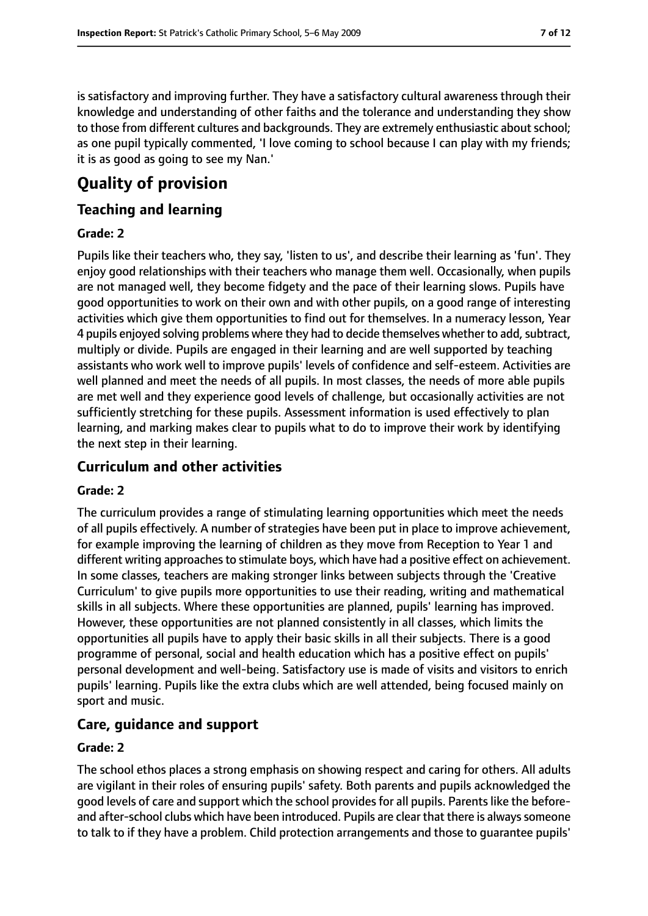is satisfactory and improving further. They have a satisfactory cultural awareness through their knowledge and understanding of other faiths and the tolerance and understanding they show to those from different cultures and backgrounds. They are extremely enthusiastic about school; as one pupil typically commented, 'I love coming to school because I can play with my friends; it is as good as going to see my Nan.'

# Quality of provision

## Teaching and learning

### Grade: 2

Pupils like their teachers who, they say, 'listen to us', and describe their learning as 'fun'. They enjoy good relationships with their teachers who manage them well. Occasionally, when pupils are not managed well, they become fidgety and the pace of their learning slows. Pupils have good opportunities to work on their own and with other pupils, on a good range of interesting activities which give them opportunities to find out for themselves. In a numeracy lesson, Year 4 pupils enjoyed solving problems where they had to decide themselves whether to add, subtract, multiply or divide. Pupils are engaged in their learning and are well supported by teaching assistants who work well to improve pupils' levels of confidence and self-esteem. Activities are well planned and meet the needs of all pupils. In most classes, the needs of more able pupils are met well and they experience good levels of challenge, but occasionally activities are not sufficiently stretching for these pupils. Assessment information is used effectively to plan learning, and marking makes clear to pupils what to do to improve their work by identifying the next step in their learning.

## Curriculum and other activities

### Grade: 2

The curriculum provides a range of stimulating learning opportunities which meet the needs of all pupils effectively. A number of strategies have been put in place to improve achievement, for example improving the learning of children as they move from Reception to Year 1 and different writing approaches to stimulate boys, which have had a positive effect on achievement. In some classes, teachers are making stronger links between subjects through the 'Creative Curriculum' to give pupils more opportunities to use their reading, writing and mathematical skills in all subjects. Where these opportunities are planned, pupils' learning has improved. However, these opportunities are not planned consistently in all classes, which limits the opportunities all pupils have to apply their basic skills in all their subjects. There is a good programme of personal, social and health education which has a positive effect on pupils' personal development and well-being. Satisfactory use is made of visits and visitors to enrich pupils' learning. Pupils like the extra clubs which are well attended, being focused mainly on sport and music.

## Care, guidance and support

### Grade: 2

The school ethos places a strong emphasis on showing respect and caring for others. All adults are vigilant in their roles of ensuring pupils' safety. Both parents and pupils acknowledged the good levels of care and support which the school provides for all pupils. Parents like the before- and after-school clubs which have been introduced. Pupils are clear that there is always someone to talk to if they have a problem. Child protection arrangements and those to guarantee pupils'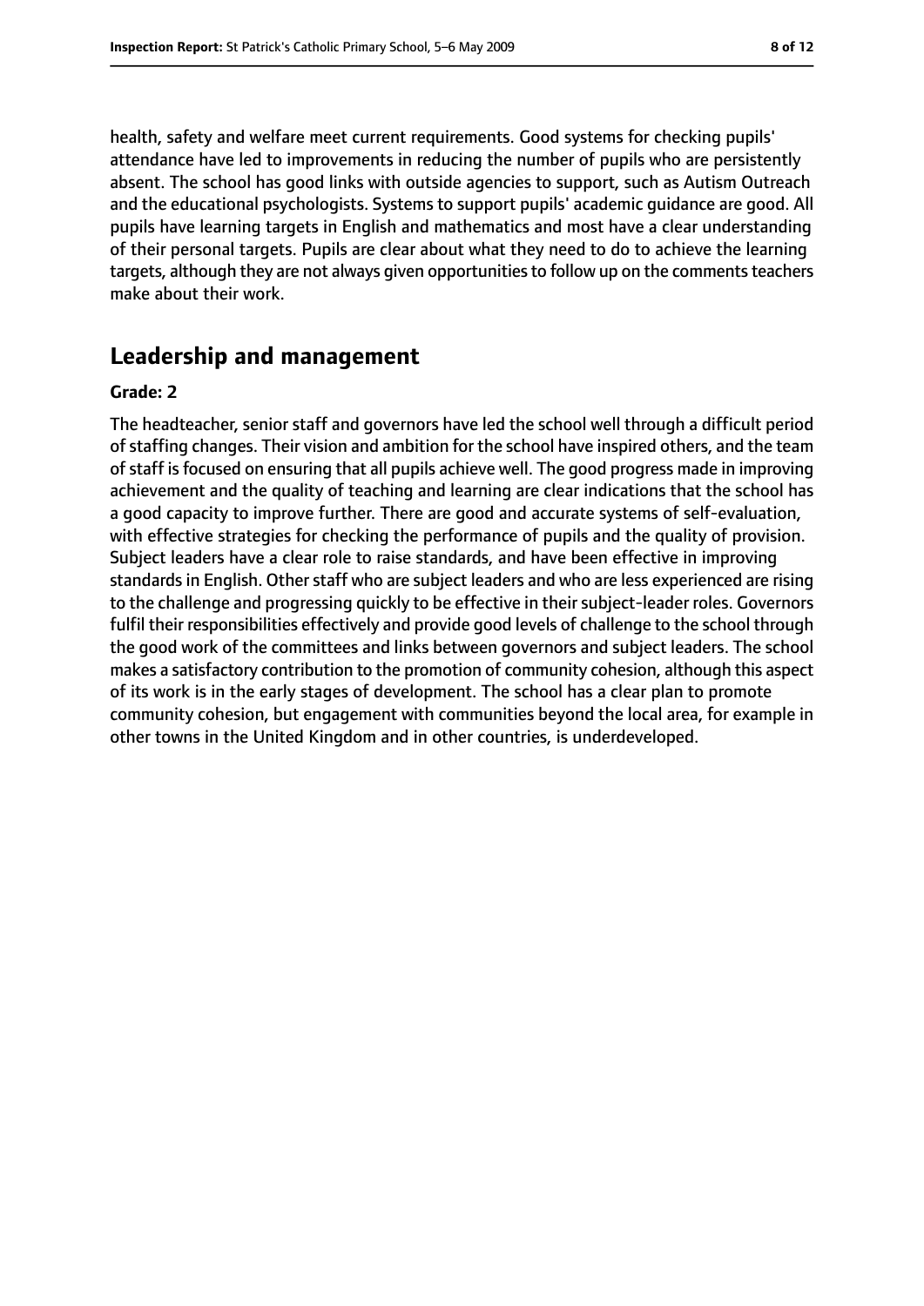health, safety and welfare meet current requirements. Good systems for checking pupils' attendance have led to improvements in reducing the number of pupils who are persistently absent. The school has good links with outside agencies to support, such as Autism Outreach and the educational psychologists. Systems to support pupils' academic guidance are good. All pupils have learning targets in English and mathematics and most have a clear understanding of their personal targets. Pupils are clear about what they need to do to achieve the learning targets, although they are not always given opportunities to follow up on the comments teachers make about their work.

## Leadership and management

**Grade: 2**

The headteacher, senior staff and governors have led the school well through a difficult period of staffing changes. Their vision and ambition for the school have inspired others, and the team of staff is focused on ensuring that all pupils achieve well. The good progress made in improving achievement and the quality of teaching and learning are clear indications that the school has a good capacity to improve further. There are good and accurate systems of self-evaluation, with effective strategies for checking the performance of pupils and the quality of provision. Subject leaders have a clear role to raise standards, and have been effective in improving standards in English. Other staff who are subject leaders and who are less experienced are rising to the challenge and progressing quickly to be effective in their subject-leader roles. Governors fulfil their responsibilities effectively and provide good levels of challenge to the school through the good work of the committees and links between governors and subject leaders. The school makes a satisfactory contribution to the promotion of community cohesion, although this aspect of its work is in the early stages of development. The school has a clear plan to promote community cohesion, but engagement with communities beyond the local area, for example in other towns in the United Kingdom and in other countries, is underdeveloped.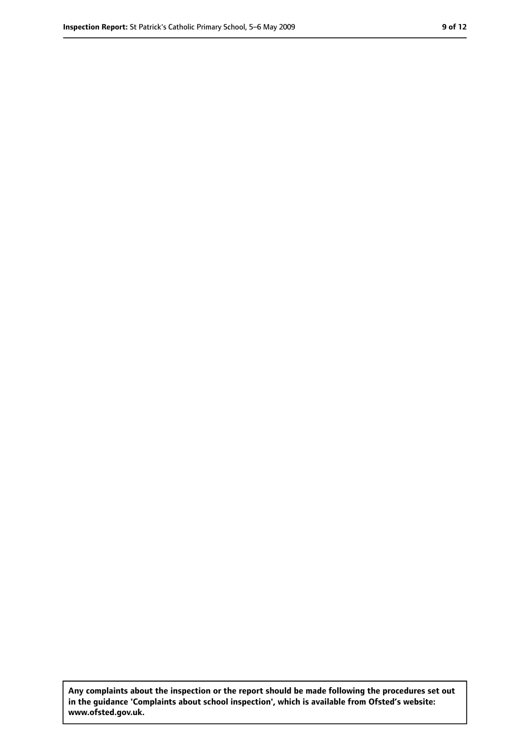**Any complaints about the inspection or the report should be made following the procedures set out in the guidance 'Complaints about school inspection', which is available from Ofsted's website: www.ofsted.gov.uk.**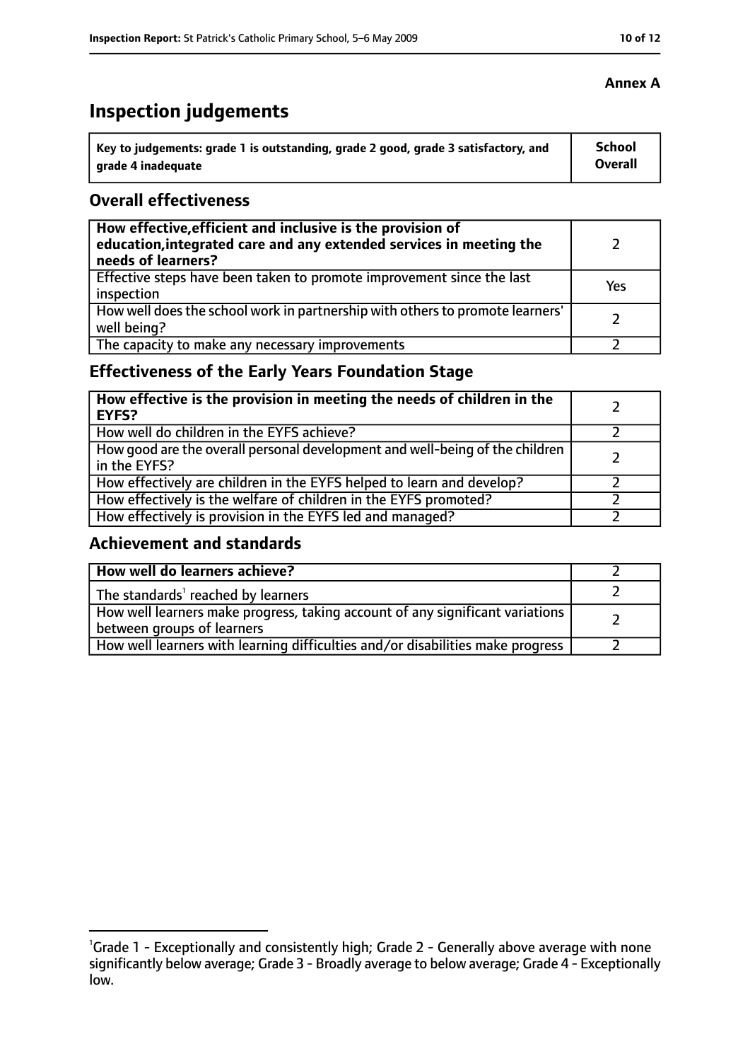**Annex A**

# Inspection judgements

| Key to judgements: grade 1 is outstanding, grade 2 good, grade 3 satisfactory, and grade 4 inadequate | School Overall |
|---|---|

## Overall effectiveness

| | |
|---|---|
| **How effective, efficient and inclusive is the provision of education, integrated care and any extended services in meeting the needs of learners?** | 2 |
| Effective steps have been taken to promote improvement since the last inspection | Yes |
| How well does the school work in partnership with others to promote learners' well being? | 2 |
| The capacity to make any necessary improvements | 2 |

## Effectiveness of the Early Years Foundation Stage

| | |
|---|---|
| **How effective is the provision in meeting the needs of children in the EYFS?** | 2 |
| How well do children in the EYFS achieve? | 2 |
| How good are the overall personal development and well-being of the children in the EYFS? | 2 |
| How effectively are children in the EYFS helped to learn and develop? | 2 |
| How effectively is the welfare of children in the EYFS promoted? | 2 |
| How effectively is provision in the EYFS led and managed? | 2 |

## Achievement and standards

| | |
|---|---|
| **How well do learners achieve?** | 2 |
| The standards[1] reached by learners | 2 |
| How well learners make progress, taking account of any significant variations between groups of learners | 2 |
| How well learners with learning difficulties and/or disabilities make progress | 2 |

[1]Grade 1 - Exceptionally and consistently high; Grade 2 - Generally above average with none significantly below average; Grade 3 - Broadly average to below average; Grade 4 - Exceptionally low.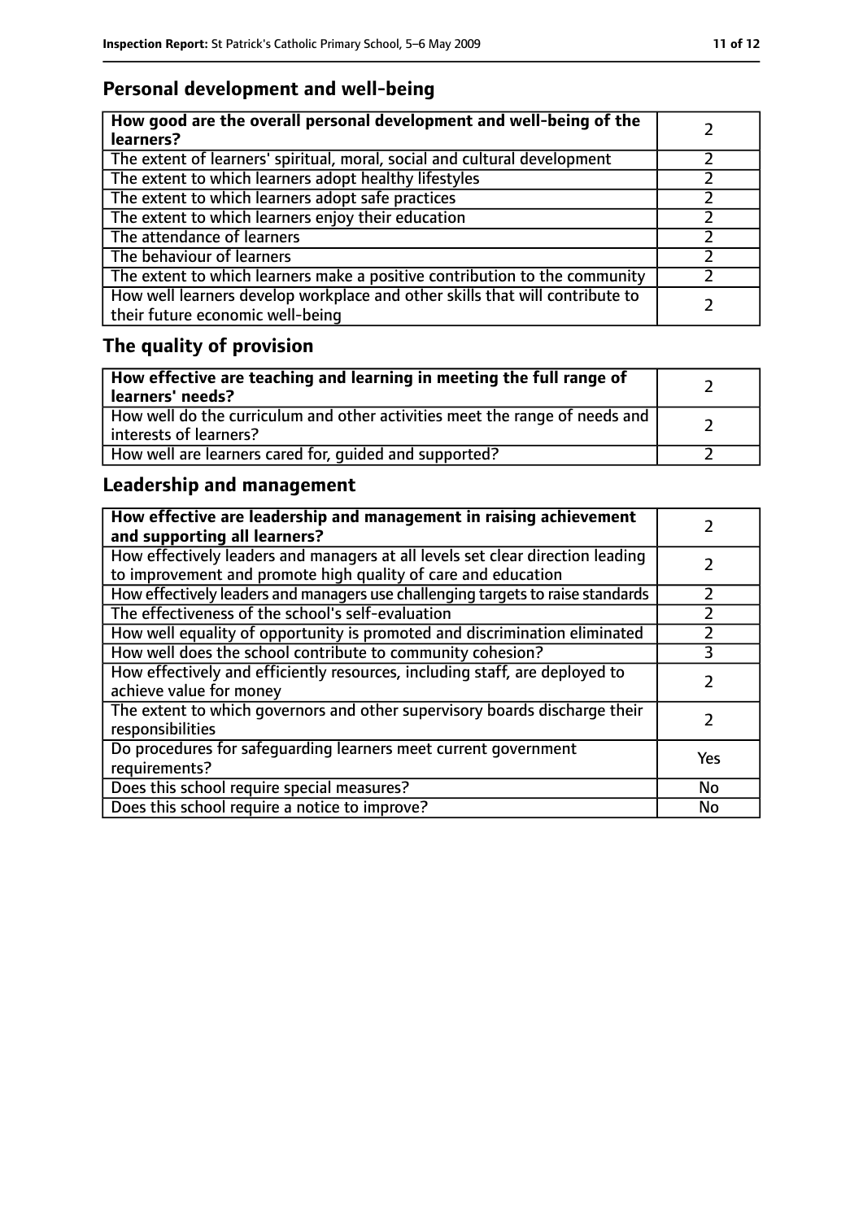## Personal development and well-being

| | |
|---|---|
| **How good are the overall personal development and well-being of the learners?** | 2 |
| The extent of learners' spiritual, moral, social and cultural development | 2 |
| The extent to which learners adopt healthy lifestyles | 2 |
| The extent to which learners adopt safe practices | 2 |
| The extent to which learners enjoy their education | 2 |
| The attendance of learners | 2 |
| The behaviour of learners | 2 |
| The extent to which learners make a positive contribution to the community | 2 |
| How well learners develop workplace and other skills that will contribute to their future economic well-being | 2 |

## The quality of provision

| | |
|---|---|
| **How effective are teaching and learning in meeting the full range of learners' needs?** | 2 |
| How well do the curriculum and other activities meet the range of needs and interests of learners? | 2 |
| How well are learners cared for, guided and supported? | 2 |

## Leadership and management

| | |
|---|---|
| **How effective are leadership and management in raising achievement and supporting all learners?** | 2 |
| How effectively leaders and managers at all levels set clear direction leading to improvement and promote high quality of care and education | 2 |
| How effectively leaders and managers use challenging targets to raise standards | 2 |
| The effectiveness of the school's self-evaluation | 2 |
| How well equality of opportunity is promoted and discrimination eliminated | 2 |
| How well does the school contribute to community cohesion? | 3 |
| How effectively and efficiently resources, including staff, are deployed to achieve value for money | 2 |
| The extent to which governors and other supervisory boards discharge their responsibilities | 2 |
| Do procedures for safeguarding learners meet current government requirements? | Yes |
| Does this school require special measures? | No |
| Does this school require a notice to improve? | No |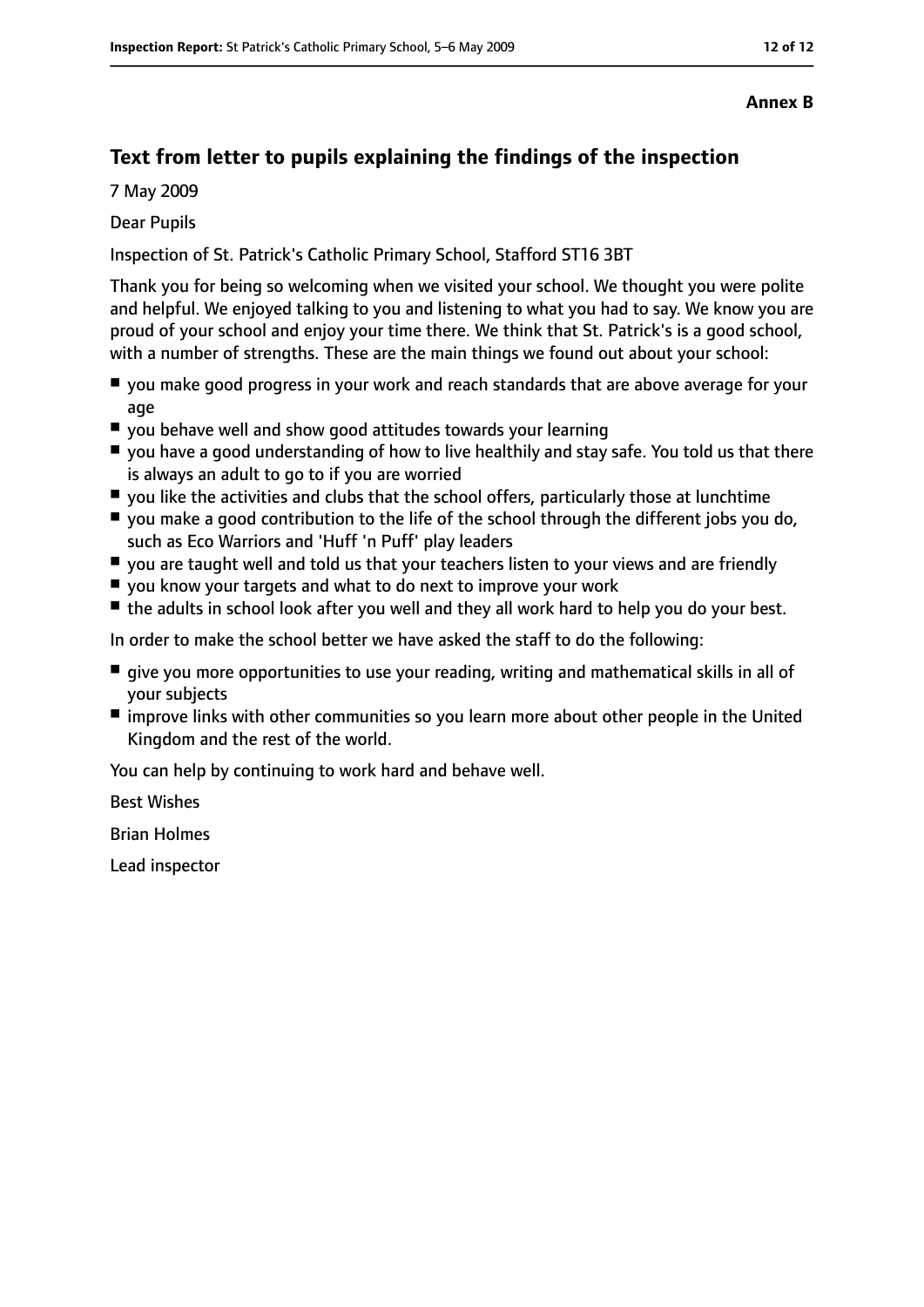**Annex B**

## Text from letter to pupils explaining the findings of the inspection

7 May 2009

Dear Pupils

Inspection of St. Patrick's Catholic Primary School, Stafford ST16 3BT

Thank you for being so welcoming when we visited your school. We thought you were polite and helpful. We enjoyed talking to you and listening to what you had to say. We know you are proud of your school and enjoy your time there. We think that St. Patrick's is a good school, with a number of strengths. These are the main things we found out about your school:

- you make good progress in your work and reach standards that are above average for your age
- you behave well and show good attitudes towards your learning
- you have a good understanding of how to live healthily and stay safe. You told us that there is always an adult to go to if you are worried
- you like the activities and clubs that the school offers, particularly those at lunchtime
- you make a good contribution to the life of the school through the different jobs you do, such as Eco Warriors and 'Huff 'n Puff' play leaders
- you are taught well and told us that your teachers listen to your views and are friendly
- you know your targets and what to do next to improve your work
- the adults in school look after you well and they all work hard to help you do your best.

In order to make the school better we have asked the staff to do the following:

- give you more opportunities to use your reading, writing and mathematical skills in all of your subjects
- improve links with other communities so you learn more about other people in the United Kingdom and the rest of the world.

You can help by continuing to work hard and behave well.

Best Wishes

Brian Holmes

Lead inspector